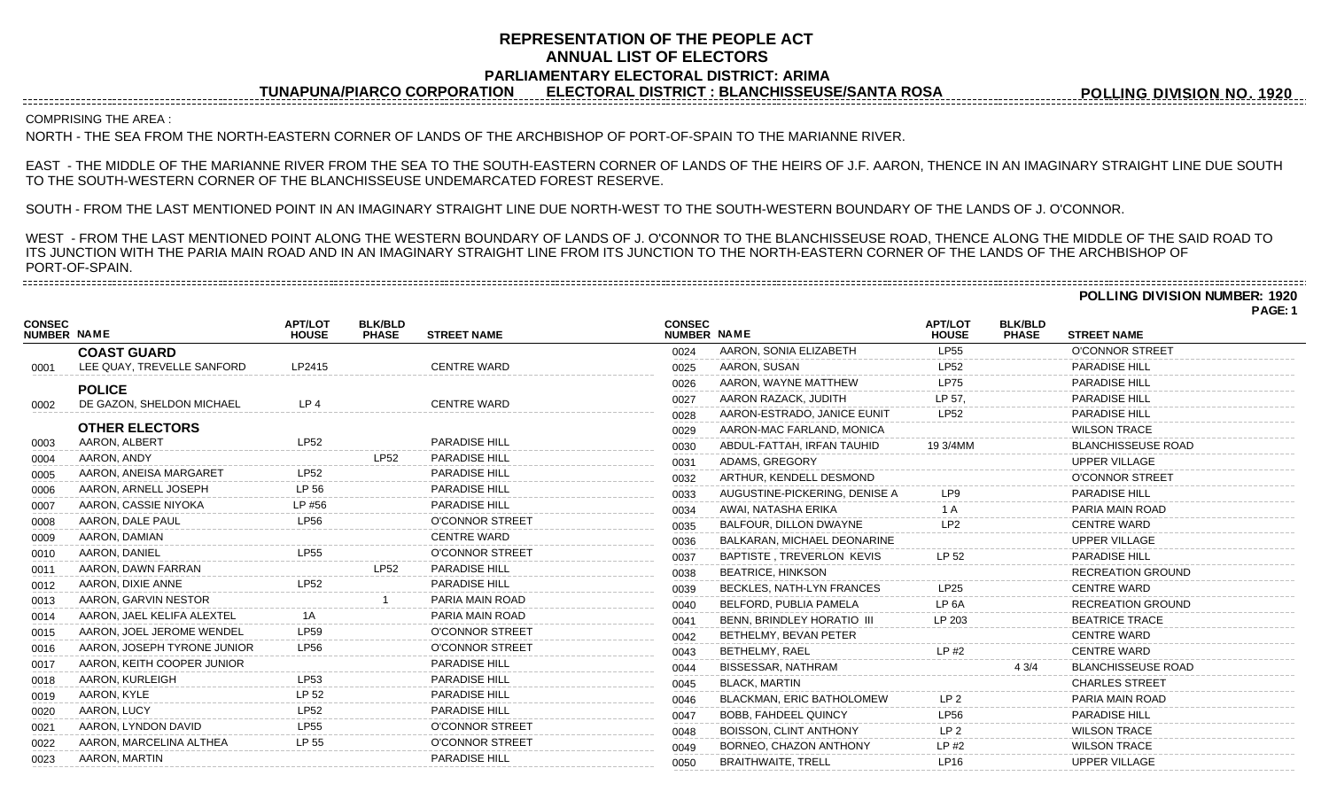# REPRESENTATION OF THE PEOPLE ACT
## ANNUAL LIST OF ELECTORS
### PARLIAMENTARY ELECTORAL DISTRICT: ARIMA

**TUNAPUNA/PIARCO CORPORATION** **ELECTORAL DISTRICT : BLANCHISSEUSE/SANTA ROSA** **POLLING DIVISION NO. 1920**

COMPRISING THE AREA :

NORTH - THE SEA FROM THE NORTH-EASTERN CORNER OF LANDS OF THE ARCHBISHOP OF PORT-OF-SPAIN TO THE MARIANNE RIVER.

EAST - THE MIDDLE OF THE MARIANNE RIVER FROM THE SEA TO THE SOUTH-EASTERN CORNER OF LANDS OF THE HEIRS OF J.F. AARON, THENCE IN AN IMAGINARY STRAIGHT LINE DUE SOUTH TO THE SOUTH-WESTERN CORNER OF THE BLANCHISSEUSE UNDEMARCATED FOREST RESERVE.

SOUTH - FROM THE LAST MENTIONED POINT IN AN IMAGINARY STRAIGHT LINE DUE NORTH-WEST TO THE SOUTH-WESTERN BOUNDARY OF THE LANDS OF J. O'CONNOR.

WEST - FROM THE LAST MENTIONED POINT ALONG THE WESTERN BOUNDARY OF LANDS OF J. O'CONNOR TO THE BLANCHISSEUSE ROAD, THENCE ALONG THE MIDDLE OF THE SAID ROAD TO ITS JUNCTION WITH THE PARIA MAIN ROAD AND IN AN IMAGINARY STRAIGHT LINE FROM ITS JUNCTION TO THE NORTH-EASTERN CORNER OF THE LANDS OF THE ARCHBISHOP OF PORT-OF-SPAIN.

**POLLING DIVISION NUMBER: 1920**

**PAGE: 1**

| CONSEC NUMBER | NAME | APT/LOT HOUSE | BLK/BLD PHASE | STREET NAME |
|---|---|---|---|---|
| | **COAST GUARD** | | | |
| 0001 | LEE QUAY, TREVELLE SANFORD | LP2415 | | CENTRE WARD |
| | **POLICE** | | | |
| 0002 | DE GAZON, SHELDON MICHAEL | LP 4 | | CENTRE WARD |
| | **OTHER ELECTORS** | | | |
| 0003 | AARON, ALBERT | LP52 | | PARADISE HILL |
| 0004 | AARON, ANDY | | LP52 | PARADISE HILL |
| 0005 | AARON, ANEISA MARGARET | LP52 | | PARADISE HILL |
| 0006 | AARON, ARNELL JOSEPH | LP 56 | | PARADISE HILL |
| 0007 | AARON, CASSIE NIYOKA | LP #56 | | PARADISE HILL |
| 0008 | AARON, DALE PAUL | LP56 | | O'CONNOR STREET |
| 0009 | AARON, DAMIAN | | | CENTRE WARD |
| 0010 | AARON, DANIEL | LP55 | | O'CONNOR STREET |
| 0011 | AARON, DAWN FARRAN | | LP52 | PARADISE HILL |
| 0012 | AARON, DIXIE ANNE | LP52 | | PARADISE HILL |
| 0013 | AARON, GARVIN NESTOR | | 1 | PARIA MAIN ROAD |
| 0014 | AARON, JAEL KELIFA ALEXTEL | 1A | | PARIA MAIN ROAD |
| 0015 | AARON, JOEL JEROME WENDEL | LP59 | | O'CONNOR STREET |
| 0016 | AARON, JOSEPH TYRONE JUNIOR | LP56 | | O'CONNOR STREET |
| 0017 | AARON, KEITH COOPER JUNIOR | | | PARADISE HILL |
| 0018 | AARON, KURLEIGH | LP53 | | PARADISE HILL |
| 0019 | AARON, KYLE | LP 52 | | PARADISE HILL |
| 0020 | AARON, LUCY | LP52 | | PARADISE HILL |
| 0021 | AARON, LYNDON DAVID | LP55 | | O'CONNOR STREET |
| 0022 | AARON, MARCELINA ALTHEA | LP 55 | | O'CONNOR STREET |
| 0023 | AARON, MARTIN | | | PARADISE HILL |
| 0024 | AARON, SONIA ELIZABETH | LP55 | | O'CONNOR STREET |
| 0025 | AARON, SUSAN | LP52 | | PARADISE HILL |
| 0026 | AARON, WAYNE MATTHEW | LP75 | | PARADISE HILL |
| 0027 | AARON RAZACK, JUDITH | LP 57, | | PARADISE HILL |
| 0028 | AARON-ESTRADO, JANICE EUNIT | LP52 | | PARADISE HILL |
| 0029 | AARON-MAC FARLAND, MONICA | | | WILSON TRACE |
| 0030 | ABDUL-FATTAH, IRFAN TAUHID | 19 3/4MM | | BLANCHISSEUSE ROAD |
| 0031 | ADAMS, GREGORY | | | UPPER VILLAGE |
| 0032 | ARTHUR, KENDELL DESMOND | | | O'CONNOR STREET |
| 0033 | AUGUSTINE-PICKERING, DENISE A | LP9 | | PARADISE HILL |
| 0034 | AWAI, NATASHA ERIKA | 1 A | | PARIA MAIN ROAD |
| 0035 | BALFOUR, DILLON DWAYNE | LP2 | | CENTRE WARD |
| 0036 | BALKARAN, MICHAEL DEONARINE | | | UPPER VILLAGE |
| 0037 | BAPTISTE , TREVERLON KEVIS | LP 52 | | PARADISE HILL |
| 0038 | BEATRICE, HINKSON | | | RECREATION GROUND |
| 0039 | BECKLES, NATH-LYN FRANCES | LP25 | | CENTRE WARD |
| 0040 | BELFORD, PUBLIA PAMELA | LP 6A | | RECREATION GROUND |
| 0041 | BENN, BRINDLEY HORATIO III | LP 203 | | BEATRICE TRACE |
| 0042 | BETHELMY, BEVAN PETER | | | CENTRE WARD |
| 0043 | BETHELMY, RAEL | LP #2 | | CENTRE WARD |
| 0044 | BISSESSAR, NATHRAM | | 4 3/4 | BLANCHISSEUSE ROAD |
| 0045 | BLACK, MARTIN | | | CHARLES STREET |
| 0046 | BLACKMAN, ERIC BATHOLOMEW | LP 2 | | PARIA MAIN ROAD |
| 0047 | BOBB, FAHDEEL QUINCY | LP56 | | PARADISE HILL |
| 0048 | BOISSON, CLINT ANTHONY | LP 2 | | WILSON TRACE |
| 0049 | BORNEO, CHAZON ANTHONY | LP #2 | | WILSON TRACE |
| 0050 | BRAITHWAITE, TRELL | LP16 | | UPPER VILLAGE |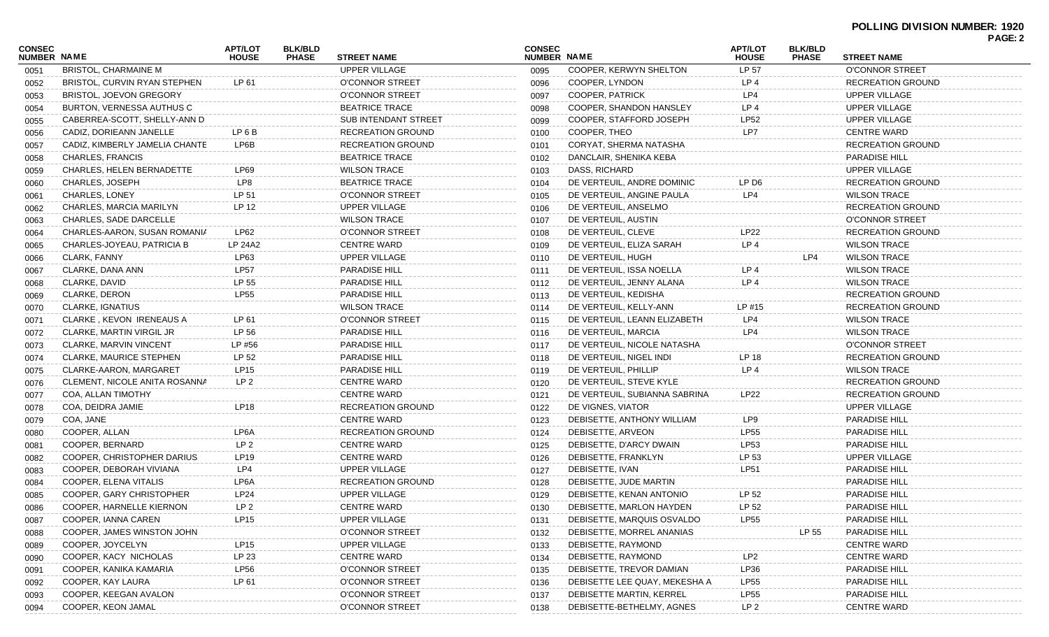**POLLING DIVISION NUMBER: 1920**

| CONSEC NUMBER | NAME | APT/LOT HOUSE | BLK/BLD PHASE | STREET NAME |
|---|---|---|---|---|
| 0051 | BRISTOL, CHARMAINE M | | | UPPER VILLAGE |
| 0052 | BRISTOL, CURVIN RYAN STEPHEN | LP 61 | | O'CONNOR STREET |
| 0053 | BRISTOL, JOEVON GREGORY | | | O'CONNOR STREET |
| 0054 | BURTON, VERNESSA AUTHUS C | | | BEATRICE TRACE |
| 0055 | CABERREA-SCOTT, SHELLY-ANN D | | | SUB INTENDANT STREET |
| 0056 | CADIZ, DORIEANN JANELLE | LP 6 B | | RECREATION GROUND |
| 0057 | CADIZ, KIMBERLY JAMELIA CHANTE | LP6B | | RECREATION GROUND |
| 0058 | CHARLES, FRANCIS | | | BEATRICE TRACE |
| 0059 | CHARLES, HELEN BERNADETTE | LP69 | | WILSON TRACE |
| 0060 | CHARLES, JOSEPH | LP8 | | BEATRICE TRACE |
| 0061 | CHARLES, LONEY | LP 51 | | O'CONNOR STREET |
| 0062 | CHARLES, MARCIA MARILYN | LP 12 | | UPPER VILLAGE |
| 0063 | CHARLES, SADE DARCELLE | | | WILSON TRACE |
| 0064 | CHARLES-AARON, SUSAN ROMANIA | LP62 | | O'CONNOR STREET |
| 0065 | CHARLES-JOYEAU, PATRICIA B | LP 24A2 | | CENTRE WARD |
| 0066 | CLARK, FANNY | LP63 | | UPPER VILLAGE |
| 0067 | CLARKE, DANA ANN | LP57 | | PARADISE HILL |
| 0068 | CLARKE, DAVID | LP 55 | | PARADISE HILL |
| 0069 | CLARKE, DERON | LP55 | | PARADISE HILL |
| 0070 | CLARKE, IGNATIUS | | | WILSON TRACE |
| 0071 | CLARKE , KEVON IRENEAUS A | LP 61 | | O'CONNOR STREET |
| 0072 | CLARKE, MARTIN VIRGIL JR | LP 56 | | PARADISE HILL |
| 0073 | CLARKE, MARVIN VINCENT | LP #56 | | PARADISE HILL |
| 0074 | CLARKE, MAURICE STEPHEN | LP 52 | | PARADISE HILL |
| 0075 | CLARKE-AARON, MARGARET | LP15 | | PARADISE HILL |
| 0076 | CLEMENT, NICOLE ANITA ROSANNA | LP 2 | | CENTRE WARD |
| 0077 | COA, ALLAN TIMOTHY | | | CENTRE WARD |
| 0078 | COA, DEIDRA JAMIE | LP18 | | RECREATION GROUND |
| 0079 | COA, JANE | | | CENTRE WARD |
| 0080 | COOPER, ALLAN | LP6A | | RECREATION GROUND |
| 0081 | COOPER, BERNARD | LP 2 | | CENTRE WARD |
| 0082 | COOPER, CHRISTOPHER DARIUS | LP19 | | CENTRE WARD |
| 0083 | COOPER, DEBORAH VIVIANA | LP4 | | UPPER VILLAGE |
| 0084 | COOPER, ELENA VITALIS | LP6A | | RECREATION GROUND |
| 0085 | COOPER, GARY CHRISTOPHER | LP24 | | UPPER VILLAGE |
| 0086 | COOPER, HARNELLE KIERNON | LP 2 | | CENTRE WARD |
| 0087 | COOPER, IANNA CAREN | LP15 | | UPPER VILLAGE |
| 0088 | COOPER, JAMES WINSTON JOHN | | | O'CONNOR STREET |
| 0089 | COOPER, JOYCELYN | LP15 | | UPPER VILLAGE |
| 0090 | COOPER, KACY NICHOLAS | LP 23 | | CENTRE WARD |
| 0091 | COOPER, KANIKA KAMARIA | LP56 | | O'CONNOR STREET |
| 0092 | COOPER, KAY LAURA | LP 61 | | O'CONNOR STREET |
| 0093 | COOPER, KEEGAN AVALON | | | O'CONNOR STREET |
| 0094 | COOPER, KEON JAMAL | | | O'CONNOR STREET |
| 0095 | COOPER, KERWYN SHELTON | LP 57 | | O'CONNOR STREET |
| 0096 | COOPER, LYNDON | LP 4 | | RECREATION GROUND |
| 0097 | COOPER, PATRICK | LP4 | | UPPER VILLAGE |
| 0098 | COOPER, SHANDON HANSLEY | LP 4 | | UPPER VILLAGE |
| 0099 | COOPER, STAFFORD JOSEPH | LP52 | | UPPER VILLAGE |
| 0100 | COOPER, THEO | LP7 | | CENTRE WARD |
| 0101 | CORYAT, SHERMA NATASHA | | | RECREATION GROUND |
| 0102 | DANCLAIR, SHENIKA KEBA | | | PARADISE HILL |
| 0103 | DASS, RICHARD | | | UPPER VILLAGE |
| 0104 | DE VERTEUIL, ANDRE DOMINIC | LP D6 | | RECREATION GROUND |
| 0105 | DE VERTEUIL, ANGINE PAULA | LP4 | | WILSON TRACE |
| 0106 | DE VERTEUIL, ANSELMO | | | RECREATION GROUND |
| 0107 | DE VERTEUIL, AUSTIN | | | O'CONNOR STREET |
| 0108 | DE VERTEUIL, CLEVE | LP22 | | RECREATION GROUND |
| 0109 | DE VERTEUIL, ELIZA SARAH | LP 4 | | WILSON TRACE |
| 0110 | DE VERTEUIL, HUGH | | LP4 | WILSON TRACE |
| 0111 | DE VERTEUIL, ISSA NOELLA | LP 4 | | WILSON TRACE |
| 0112 | DE VERTEUIL, JENNY ALANA | LP 4 | | WILSON TRACE |
| 0113 | DE VERTEUIL, KEDISHA | | | RECREATION GROUND |
| 0114 | DE VERTEUIL, KELLY-ANN | LP #15 | | RECREATION GROUND |
| 0115 | DE VERTEUIL, LEANN ELIZABETH | LP4 | | WILSON TRACE |
| 0116 | DE VERTEUIL, MARCIA | LP4 | | WILSON TRACE |
| 0117 | DE VERTEUIL, NICOLE NATASHA | | | O'CONNOR STREET |
| 0118 | DE VERTEUIL, NIGEL INDI | LP 18 | | RECREATION GROUND |
| 0119 | DE VERTEUIL, PHILLIP | LP 4 | | WILSON TRACE |
| 0120 | DE VERTEUIL, STEVE KYLE | | | RECREATION GROUND |
| 0121 | DE VERTEUIL, SUBIANNA SABRINA | LP22 | | RECREATION GROUND |
| 0122 | DE VIGNES, VIATOR | | | UPPER VILLAGE |
| 0123 | DEBISETTE, ANTHONY WILLIAM | LP9 | | PARADISE HILL |
| 0124 | DEBISETTE, ARVEON | LP55 | | PARADISE HILL |
| 0125 | DEBISETTE, D'ARCY DWAIN | LP53 | | PARADISE HILL |
| 0126 | DEBISETTE, FRANKLYN | LP 53 | | UPPER VILLAGE |
| 0127 | DEBISETTE, IVAN | LP51 | | PARADISE HILL |
| 0128 | DEBISETTE, JUDE MARTIN | | | PARADISE HILL |
| 0129 | DEBISETTE, KENAN ANTONIO | LP 52 | | PARADISE HILL |
| 0130 | DEBISETTE, MARLON HAYDEN | LP 52 | | PARADISE HILL |
| 0131 | DEBISETTE, MARQUIS OSVALDO | LP55 | | PARADISE HILL |
| 0132 | DEBISETTE, MORREL ANANIAS | | LP 55 | PARADISE HILL |
| 0133 | DEBISETTE, RAYMOND | | | CENTRE WARD |
| 0134 | DEBISETTE, RAYMOND | LP2 | | CENTRE WARD |
| 0135 | DEBISETTE, TREVOR DAMIAN | LP36 | | PARADISE HILL |
| 0136 | DEBISETTE LEE QUAY, MEKESHA A | LP55 | | PARADISE HILL |
| 0137 | DEBISETTE MARTIN, KERREL | LP55 | | PARADISE HILL |
| 0138 | DEBISETTE-BETHELMY, AGNES | LP 2 | | CENTRE WARD |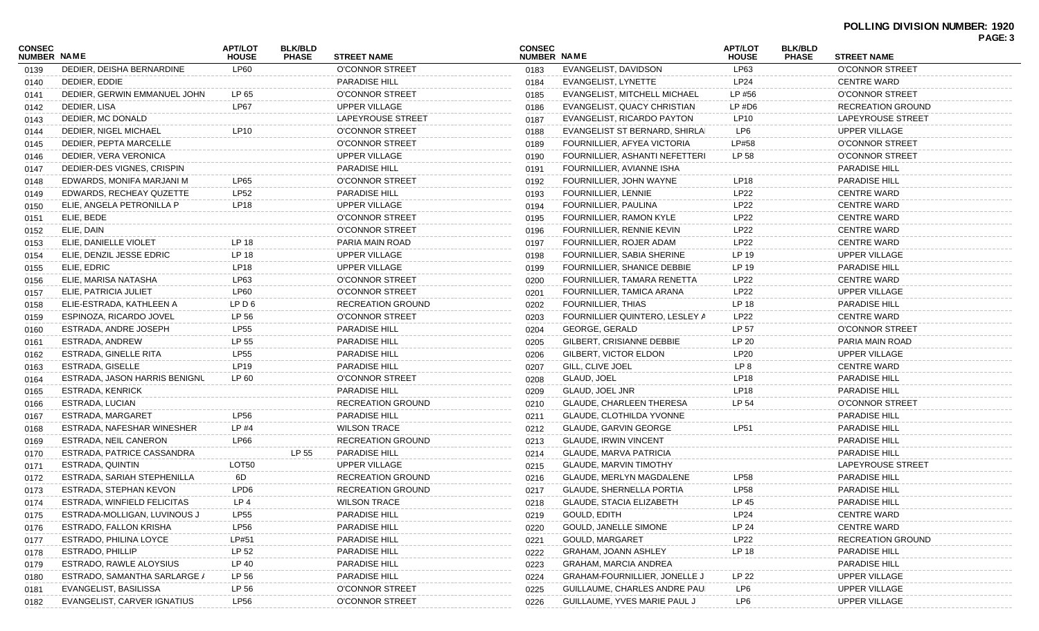**POLLING DIVISION NUMBER: 1920**

| CONSEC NUMBER | NAME | APT/LOT HOUSE | BLK/BLD PHASE | STREET NAME |
|---|---|---|---|---|
| 0139 | DEDIER, DEISHA BERNARDINE | LP60 | | O'CONNOR STREET |
| 0140 | DEDIER, EDDIE | | | PARADISE HILL |
| 0141 | DEDIER, GERWIN EMMANUEL JOHN | LP 65 | | O'CONNOR STREET |
| 0142 | DEDIER, LISA | LP67 | | UPPER VILLAGE |
| 0143 | DEDIER, MC DONALD | | | LAPEYROUSE STREET |
| 0144 | DEDIER, NIGEL MICHAEL | LP10 | | O'CONNOR STREET |
| 0145 | DEDIER, PEPTA MARCELLE | | | O'CONNOR STREET |
| 0146 | DEDIER, VERA VERONICA | | | UPPER VILLAGE |
| 0147 | DEDIER-DES VIGNES, CRISPIN | | | PARADISE HILL |
| 0148 | EDWARDS, MONIFA MARJANI M | LP65 | | O'CONNOR STREET |
| 0149 | EDWARDS, RECHEAY QUZETTE | LP52 | | PARADISE HILL |
| 0150 | ELIE, ANGELA PETRONILLA P | LP18 | | UPPER VILLAGE |
| 0151 | ELIE, BEDE | | | O'CONNOR STREET |
| 0152 | ELIE, DAIN | | | O'CONNOR STREET |
| 0153 | ELIE, DANIELLE VIOLET | LP 18 | | PARIA MAIN ROAD |
| 0154 | ELIE, DENZIL JESSE EDRIC | LP 18 | | UPPER VILLAGE |
| 0155 | ELIE, EDRIC | LP18 | | UPPER VILLAGE |
| 0156 | ELIE, MARISA NATASHA | LP63 | | O'CONNOR STREET |
| 0157 | ELIE, PATRICIA JULIET | LP60 | | O'CONNOR STREET |
| 0158 | ELIE-ESTRADA, KATHLEEN A | LP D 6 | | RECREATION GROUND |
| 0159 | ESPINOZA, RICARDO JOVEL | LP 56 | | O'CONNOR STREET |
| 0160 | ESTRADA, ANDRE JOSEPH | LP55 | | PARADISE HILL |
| 0161 | ESTRADA, ANDREW | LP 55 | | PARADISE HILL |
| 0162 | ESTRADA, GINELLE RITA | LP55 | | PARADISE HILL |
| 0163 | ESTRADA, GISELLE | LP19 | | PARADISE HILL |
| 0164 | ESTRADA, JASON HARRIS BENIGNU | LP 60 | | O'CONNOR STREET |
| 0165 | ESTRADA, KENRICK | | | PARADISE HILL |
| 0166 | ESTRADA, LUCIAN | | | RECREATION GROUND |
| 0167 | ESTRADA, MARGARET | LP56 | | PARADISE HILL |
| 0168 | ESTRADA, NAFESHAR WINESHER | LP #4 | | WILSON TRACE |
| 0169 | ESTRADA, NEIL CANERON | LP66 | | RECREATION GROUND |
| 0170 | ESTRADA, PATRICE CASSANDRA | | LP 55 | PARADISE HILL |
| 0171 | ESTRADA, QUINTIN | LOT50 | | UPPER VILLAGE |
| 0172 | ESTRADA, SARIAH STEPHENILLA | 6D | | RECREATION GROUND |
| 0173 | ESTRADA, STEPHAN KEVON | LPD6 | | RECREATION GROUND |
| 0174 | ESTRADA, WINFIELD FELICITAS | LP 4 | | WILSON TRACE |
| 0175 | ESTRADA-MOLLIGAN, LUVINOUS J | LP55 | | PARADISE HILL |
| 0176 | ESTRADO, FALLON KRISHA | LP56 | | PARADISE HILL |
| 0177 | ESTRADO, PHILINA LOYCE | LP#51 | | PARADISE HILL |
| 0178 | ESTRADO, PHILLIP | LP 52 | | PARADISE HILL |
| 0179 | ESTRADO, RAWLE ALOYSIUS | LP 40 | | PARADISE HILL |
| 0180 | ESTRADO, SAMANTHA SARLARGE / | LP 56 | | PARADISE HILL |
| 0181 | EVANGELIST, BASILISSA | LP 56 | | O'CONNOR STREET |
| 0182 | EVANGELIST, CARVER IGNATIUS | LP56 | | O'CONNOR STREET |
| 0183 | EVANGELIST, DAVIDSON | LP63 | | O'CONNOR STREET |
| 0184 | EVANGELIST, LYNETTE | LP24 | | CENTRE WARD |
| 0185 | EVANGELIST, MITCHELL MICHAEL | LP #56 | | O'CONNOR STREET |
| 0186 | EVANGELIST, QUACY CHRISTIAN | LP #D6 | | RECREATION GROUND |
| 0187 | EVANGELIST, RICARDO PAYTON | LP10 | | LAPEYROUSE STREET |
| 0188 | EVANGELIST ST BERNARD, SHIRLA | LP6 | | UPPER VILLAGE |
| 0189 | FOURNILLIER, AFYEA VICTORIA | LP#58 | | O'CONNOR STREET |
| 0190 | FOURNILLIER, ASHANTI NEFETTERI | LP 58 | | O'CONNOR STREET |
| 0191 | FOURNILLIER, AVIANNE ISHA | | | PARADISE HILL |
| 0192 | FOURNILLIER, JOHN WAYNE | LP18 | | PARADISE HILL |
| 0193 | FOURNILLIER, LENNIE | LP22 | | CENTRE WARD |
| 0194 | FOURNILLIER, PAULINA | LP22 | | CENTRE WARD |
| 0195 | FOURNILLIER, RAMON KYLE | LP22 | | CENTRE WARD |
| 0196 | FOURNILLIER, RENNIE KEVIN | LP22 | | CENTRE WARD |
| 0197 | FOURNILLIER, ROJER ADAM | LP22 | | CENTRE WARD |
| 0198 | FOURNILLIER, SABIA SHERINE | LP 19 | | UPPER VILLAGE |
| 0199 | FOURNILLIER, SHANICE DEBBIE | LP 19 | | PARADISE HILL |
| 0200 | FOURNILLIER, TAMARA RENETTA | LP22 | | CENTRE WARD |
| 0201 | FOURNILLIER, TAMICA ARANA | LP22 | | UPPER VILLAGE |
| 0202 | FOURNILLIER, THIAS | LP 18 | | PARADISE HILL |
| 0203 | FOURNILLIER QUINTERO, LESLEY A | LP22 | | CENTRE WARD |
| 0204 | GEORGE, GERALD | LP 57 | | O'CONNOR STREET |
| 0205 | GILBERT, CRISIANNE DEBBIE | LP 20 | | PARIA MAIN ROAD |
| 0206 | GILBERT, VICTOR ELDON | LP20 | | UPPER VILLAGE |
| 0207 | GILL, CLIVE JOEL | LP 8 | | CENTRE WARD |
| 0208 | GLAUD, JOEL | LP18 | | PARADISE HILL |
| 0209 | GLAUD, JOEL JNR | LP18 | | PARADISE HILL |
| 0210 | GLAUDE, CHARLEEN THERESA | LP 54 | | O'CONNOR STREET |
| 0211 | GLAUDE, CLOTHILDA YVONNE | | | PARADISE HILL |
| 0212 | GLAUDE, GARVIN GEORGE | LP51 | | PARADISE HILL |
| 0213 | GLAUDE, IRWIN VINCENT | | | PARADISE HILL |
| 0214 | GLAUDE, MARVA PATRICIA | | | PARADISE HILL |
| 0215 | GLAUDE, MARVIN TIMOTHY | | | LAPEYROUSE STREET |
| 0216 | GLAUDE, MERLYN MAGDALENE | LP58 | | PARADISE HILL |
| 0217 | GLAUDE, SHERNELLA PORTIA | LP58 | | PARADISE HILL |
| 0218 | GLAUDE, STACIA ELIZABETH | LP 45 | | PARADISE HILL |
| 0219 | GOULD, EDITH | LP24 | | CENTRE WARD |
| 0220 | GOULD, JANELLE SIMONE | LP 24 | | CENTRE WARD |
| 0221 | GOULD, MARGARET | LP22 | | RECREATION GROUND |
| 0222 | GRAHAM, JOANN ASHLEY | LP 18 | | PARADISE HILL |
| 0223 | GRAHAM, MARCIA ANDREA | | | PARADISE HILL |
| 0224 | GRAHAM-FOURNILLIER, JONELLE J | LP 22 | | UPPER VILLAGE |
| 0225 | GUILLAUME, CHARLES ANDRE PAU | LP6 | | UPPER VILLAGE |
| 0226 | GUILLAUME, YVES MARIE PAUL J | LP6 | | UPPER VILLAGE |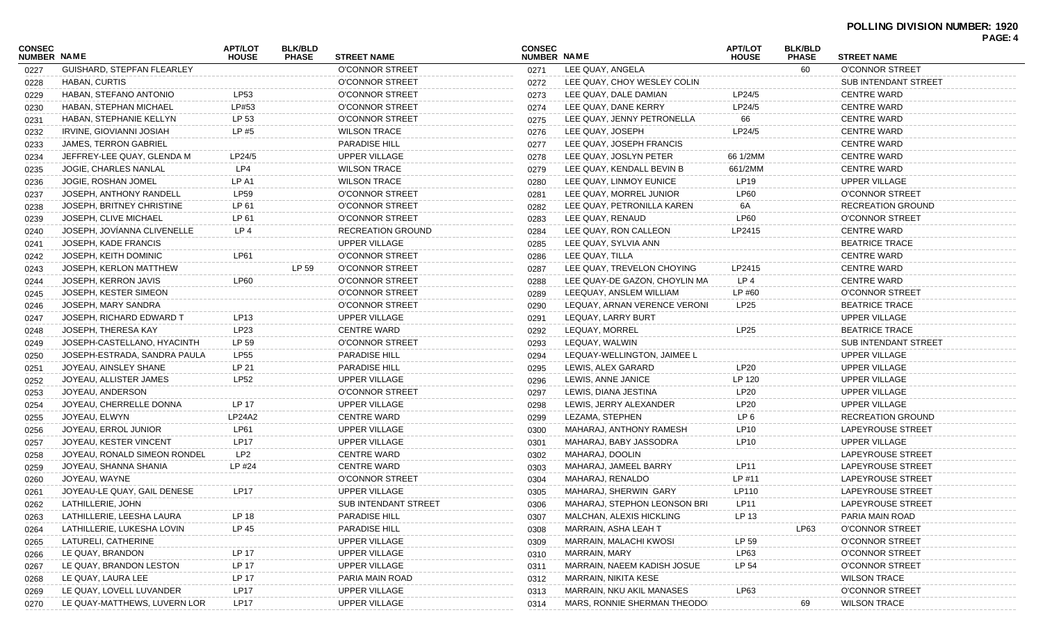**POLLING DIVISION NUMBER: 1920**

| CONSEC NUMBER | NAME | APT/LOT HOUSE | BLK/BLD PHASE | STREET NAME |
|---|---|---|---|---|
| 0227 | GUISHARD, STEPFAN FLEARLEY | | | O'CONNOR STREET |
| 0228 | HABAN, CURTIS | | | O'CONNOR STREET |
| 0229 | HABAN, STEFANO ANTONIO | LP53 | | O'CONNOR STREET |
| 0230 | HABAN, STEPHAN MICHAEL | LP#53 | | O'CONNOR STREET |
| 0231 | HABAN, STEPHANIE KELLYN | LP 53 | | O'CONNOR STREET |
| 0232 | IRVINE, GIOVIANNI JOSIAH | LP #5 | | WILSON TRACE |
| 0233 | JAMES, TERRON GABRIEL | | | PARADISE HILL |
| 0234 | JEFFREY-LEE QUAY, GLENDA M | LP24/5 | | UPPER VILLAGE |
| 0235 | JOGIE, CHARLES NANLAL | LP4 | | WILSON TRACE |
| 0236 | JOGIE, ROSHAN JOMEL | LP A1 | | WILSON TRACE |
| 0237 | JOSEPH, ANTHONY RANDELL | LP59 | | O'CONNOR STREET |
| 0238 | JOSEPH, BRITNEY CHRISTINE | LP 61 | | O'CONNOR STREET |
| 0239 | JOSEPH, CLIVE MICHAEL | LP 61 | | O'CONNOR STREET |
| 0240 | JOSEPH, JOVÍANNA CLIVENELLE | LP 4 | | RECREATION GROUND |
| 0241 | JOSEPH, KADE FRANCIS | | | UPPER VILLAGE |
| 0242 | JOSEPH, KEITH DOMINIC | LP61 | | O'CONNOR STREET |
| 0243 | JOSEPH, KERLON MATTHEW | | LP 59 | O'CONNOR STREET |
| 0244 | JOSEPH, KERRON JAVIS | LP60 | | O'CONNOR STREET |
| 0245 | JOSEPH, KESTER SIMEON | | | O'CONNOR STREET |
| 0246 | JOSEPH, MARY SANDRA | | | O'CONNOR STREET |
| 0247 | JOSEPH, RICHARD EDWARD T | LP13 | | UPPER VILLAGE |
| 0248 | JOSEPH, THERESA KAY | LP23 | | CENTRE WARD |
| 0249 | JOSEPH-CASTELLANO, HYACINTH | LP 59 | | O'CONNOR STREET |
| 0250 | JOSEPH-ESTRADA, SANDRA PAULA | LP55 | | PARADISE HILL |
| 0251 | JOYEAU, AINSLEY SHANE | LP 21 | | PARADISE HILL |
| 0252 | JOYEAU, ALLISTER JAMES | LP52 | | UPPER VILLAGE |
| 0253 | JOYEAU, ANDERSON | | | O'CONNOR STREET |
| 0254 | JOYEAU, CHERRELLE DONNA | LP 17 | | UPPER VILLAGE |
| 0255 | JOYEAU, ELWYN | LP24A2 | | CENTRE WARD |
| 0256 | JOYEAU, ERROL JUNIOR | LP61 | | UPPER VILLAGE |
| 0257 | JOYEAU, KESTER VINCENT | LP17 | | UPPER VILLAGE |
| 0258 | JOYEAU, RONALD SIMEON RONDEL | LP2 | | CENTRE WARD |
| 0259 | JOYEAU, SHANNA SHANIA | LP #24 | | CENTRE WARD |
| 0260 | JOYEAU, WAYNE | | | O'CONNOR STREET |
| 0261 | JOYEAU-LE QUAY, GAIL DENESE | LP17 | | UPPER VILLAGE |
| 0262 | LATHILLERIE, JOHN | | | SUB INTENDANT STREET |
| 0263 | LATHILLERIE, LEESHA LAURA | LP 18 | | PARADISE HILL |
| 0264 | LATHILLERIE, LUKESHA LOVIN | LP 45 | | PARADISE HILL |
| 0265 | LATURELI, CATHERINE | | | UPPER VILLAGE |
| 0266 | LE QUAY, BRANDON | LP 17 | | UPPER VILLAGE |
| 0267 | LE QUAY, BRANDON LESTON | LP 17 | | UPPER VILLAGE |
| 0268 | LE QUAY, LAURA LEE | LP 17 | | PARIA MAIN ROAD |
| 0269 | LE QUAY, LOVELL LUVANDER | LP17 | | UPPER VILLAGE |
| 0270 | LE QUAY-MATTHEWS, LUVERN LOR | LP17 | | UPPER VILLAGE |
| 0271 | LEE QUAY, ANGELA | | 60 | O'CONNOR STREET |
| 0272 | LEE QUAY, CHOY WESLEY COLIN | | | SUB INTENDANT STREET |
| 0273 | LEE QUAY, DALE DAMIAN | LP24/5 | | CENTRE WARD |
| 0274 | LEE QUAY, DANE KERRY | LP24/5 | | CENTRE WARD |
| 0275 | LEE QUAY, JENNY PETRONELLA | 66 | | CENTRE WARD |
| 0276 | LEE QUAY, JOSEPH | LP24/5 | | CENTRE WARD |
| 0277 | LEE QUAY, JOSEPH FRANCIS | | | CENTRE WARD |
| 0278 | LEE QUAY, JOSLYN PETER | 66 1/2MM | | CENTRE WARD |
| 0279 | LEE QUAY, KENDALL BEVIN B | 661/2MM | | CENTRE WARD |
| 0280 | LEE QUAY, LINMOY EUNICE | LP19 | | UPPER VILLAGE |
| 0281 | LEE QUAY, MORREL JUNIOR | LP60 | | O'CONNOR STREET |
| 0282 | LEE QUAY, PETRONILLA KAREN | 6A | | RECREATION GROUND |
| 0283 | LEE QUAY, RENAUD | LP60 | | O'CONNOR STREET |
| 0284 | LEE QUAY, RON CALLEON | LP2415 | | CENTRE WARD |
| 0285 | LEE QUAY, SYLVIA ANN | | | BEATRICE TRACE |
| 0286 | LEE QUAY, TILLA | | | CENTRE WARD |
| 0287 | LEE QUAY, TREVELON CHOYING | LP2415 | | CENTRE WARD |
| 0288 | LEE QUAY-DE GAZON, CHOYLIN MA | LP 4 | | CENTRE WARD |
| 0289 | LEEQUAY, ANSLEM WILLIAM | LP #60 | | O'CONNOR STREET |
| 0290 | LEQUAY, ARNAN VERENCE VERONI | LP25 | | BEATRICE TRACE |
| 0291 | LEQUAY, LARRY BURT | | | UPPER VILLAGE |
| 0292 | LEQUAY, MORREL | LP25 | | BEATRICE TRACE |
| 0293 | LEQUAY, WALWIN | | | SUB INTENDANT STREET |
| 0294 | LEQUAY-WELLINGTON, JAIMEE L | | | UPPER VILLAGE |
| 0295 | LEWIS, ALEX GARARD | LP20 | | UPPER VILLAGE |
| 0296 | LEWIS, ANNE JANICE | LP 120 | | UPPER VILLAGE |
| 0297 | LEWIS, DIANA JESTINA | LP20 | | UPPER VILLAGE |
| 0298 | LEWIS, JERRY ALEXANDER | LP20 | | UPPER VILLAGE |
| 0299 | LEZAMA, STEPHEN | LP 6 | | RECREATION GROUND |
| 0300 | MAHARAJ, ANTHONY RAMESH | LP10 | | LAPEYROUSE STREET |
| 0301 | MAHARAJ, BABY JASSODRA | LP10 | | UPPER VILLAGE |
| 0302 | MAHARAJ, DOOLIN | | | LAPEYROUSE STREET |
| 0303 | MAHARAJ, JAMEEL BARRY | LP11 | | LAPEYROUSE STREET |
| 0304 | MAHARAJ, RENALDO | LP #11 | | LAPEYROUSE STREET |
| 0305 | MAHARAJ, SHERWIN GARY | LP110 | | LAPEYROUSE STREET |
| 0306 | MAHARAJ, STEPHON LEONSON BRI | LP11 | | LAPEYROUSE STREET |
| 0307 | MALCHAN, ALEXIS HICKLING | LP 13 | | PARIA MAIN ROAD |
| 0308 | MARRAIN, ASHA LEAH T | | LP63 | O'CONNOR STREET |
| 0309 | MARRAIN, MALACHI KWOSI | LP 59 | | O'CONNOR STREET |
| 0310 | MARRAIN, MARY | LP63 | | O'CONNOR STREET |
| 0311 | MARRAIN, NAEEM KADISH JOSUE | LP 54 | | O'CONNOR STREET |
| 0312 | MARRAIN, NIKITA KESE | | | WILSON TRACE |
| 0313 | MARRAIN, NKU AKIL MANASES | LP63 | | O'CONNOR STREET |
| 0314 | MARS, RONNIE SHERMAN THEODO | | 69 | WILSON TRACE |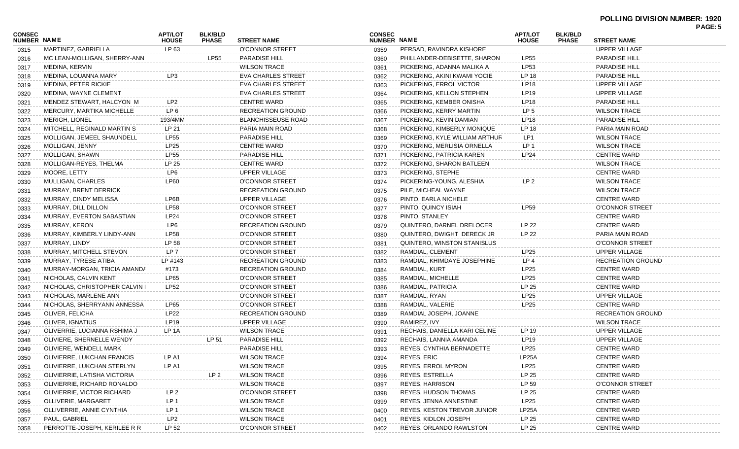**POLLING DIVISION NUMBER: 1920**

| CONSEC NUMBER | NAME | APT/LOT HOUSE | BLK/BLD PHASE | STREET NAME |
|---|---|---|---|---|
| 0315 | MARTINEZ, GABRIELLA | LP 63 | | O'CONNOR STREET |
| 0316 | MC LEAN-MOLLIGAN, SHERRY-ANN | | LP55 | PARADISE HILL |
| 0317 | MEDINA, KERVIN | | | WILSON TRACE |
| 0318 | MEDINA, LOUANNA MARY | LP3 | | EVA CHARLES STREET |
| 0319 | MEDINA, PETER RICKIE | | | EVA CHARLES STREET |
| 0320 | MEDINA, WAYNE CLEMENT | | | EVA CHARLES STREET |
| 0321 | MENDEZ STEWART, HALCYON M | LP2 | | CENTRE WARD |
| 0322 | MERCURY, MARTIKA MICHELLE | LP 6 | | RECREATION GROUND |
| 0323 | MERIGH, LIONEL | 193/4MM | | BLANCHISSEUSE ROAD |
| 0324 | MITCHELL, REGINALD MARTIN S | LP 21 | | PARIA MAIN ROAD |
| 0325 | MOLLIGAN, JEMEEL SHAUNDELL | LP55 | | PARADISE HILL |
| 0326 | MOLLIGAN, JENNY | LP25 | | CENTRE WARD |
| 0327 | MOLLIGAN, SHAWN | LP55 | | PARADISE HILL |
| 0328 | MOLLIGAN-REYES, THELMA | LP 25 | | CENTRE WARD |
| 0329 | MOORE, LETTY | LP6 | | UPPER VILLAGE |
| 0330 | MULLIGAN, CHARLES | LP60 | | O'CONNOR STREET |
| 0331 | MURRAY, BRENT DERRICK | | | RECREATION GROUND |
| 0332 | MURRAY, CINDY MELISSA | LP6B | | UPPER VILLAGE |
| 0333 | MURRAY, DILL DILLON | LP58 | | O'CONNOR STREET |
| 0334 | MURRAY, EVERTON SABASTIAN | LP24 | | O'CONNOR STREET |
| 0335 | MURRAY, KERON | LP6 | | RECREATION GROUND |
| 0336 | MURRAY, KIMBERLY LINDY-ANN | LP58 | | O'CONNOR STREET |
| 0337 | MURRAY, LINDY | LP 58 | | O'CONNOR STREET |
| 0338 | MURRAY, MITCHELL STEVON | LP 7 | | O'CONNOR STREET |
| 0339 | MURRAY, TYRESE ATIBA | LP #143 | | RECREATION GROUND |
| 0340 | MURRAY-MORGAN, TRICIA AMANDA | #173 | | RECREATION GROUND |
| 0341 | NICHOLAS, CALVIN KENT | LP65 | | O'CONNOR STREET |
| 0342 | NICHOLAS, CHRISTOPHER CALVIN I | LP52 | | O'CONNOR STREET |
| 0343 | NICHOLAS, MARLENE ANN | | | O'CONNOR STREET |
| 0344 | NICHOLAS, SHERRYANN ANNESSA | LP65 | | O'CONNOR STREET |
| 0345 | OLIVER, FELICHA | LP22 | | RECREATION GROUND |
| 0346 | OLIVER, IGNATIUS | LP19 | | UPPER VILLAGE |
| 0347 | OLIVERRIE, LUCIANNA RSHIMA J | LP 1A | | WILSON TRACE |
| 0348 | OLIVIERE, SHERNELLE WENDY | | LP 51 | PARADISE HILL |
| 0349 | OLIVIERE, WENDELL MARK | | | PARADISE HILL |
| 0350 | OLIVIERRE, LUKCHAN FRANCIS | LP A1 | | WILSON TRACE |
| 0351 | OLIVIERRE, LUKCHAN STERLYN | LP A1 | | WILSON TRACE |
| 0352 | OLIVIERRIE, LATISHA VICTORIA | | LP 2 | WILSON TRACE |
| 0353 | OLIVIERRIE, RICHARD RONALDO | | | WILSON TRACE |
| 0354 | OLIVIERRIE, VICTOR RICHARD | LP 2 | | O'CONNOR STREET |
| 0355 | OLLIVERIE, MARGARET | LP 1 | | WILSON TRACE |
| 0356 | OLLIVERRIE, ANNIE CYNTHIA | LP 1 | | WILSON TRACE |
| 0357 | PAUL, GABRIEL | LP2 | | WILSON TRACE |
| 0358 | PERROTTE-JOSEPH, KERILEE R R | LP 52 | | O'CONNOR STREET |
| 0359 | PERSAD, RAVINDRA KISHORE | | | UPPER VILLAGE |
| 0360 | PHILLANDER-DEBISETTE, SHARON | LP55 | | PARADISE HILL |
| 0361 | PICKERING, ADANNA MALIKA A | LP53 | | PARADISE HILL |
| 0362 | PICKERING, AKINI KWAMI YOCIE | LP 18 | | PARADISE HILL |
| 0363 | PICKERING, ERROL VICTOR | LP18 | | UPPER VILLAGE |
| 0364 | PICKERING, KELLON STEPHEN | LP19 | | UPPER VILLAGE |
| 0365 | PICKERING, KEMBER ONISHA | LP18 | | PARADISE HILL |
| 0366 | PICKERING, KERRY MARTIN | LP 5 | | WILSON TRACE |
| 0367 | PICKERING, KEVIN DAMIAN | LP18 | | PARADISE HILL |
| 0368 | PICKERING, KIMBERLY MONIQUE | LP 18 | | PARIA MAIN ROAD |
| 0369 | PICKERING, KYLE WILLIAM ARTHUR | LP1 | | WILSON TRACE |
| 0370 | PICKERING, MERLISIA ORNELLA | LP 1 | | WILSON TRACE |
| 0371 | PICKERING, PATRICIA KAREN | LP24 | | CENTRE WARD |
| 0372 | PICKERING, SHARON BATLEEN | | | WILSON TRACE |
| 0373 | PICKERING, STEPHE | | | CENTRE WARD |
| 0374 | PICKERING-YOUNG, ALESHIA | LP 2 | | WILSON TRACE |
| 0375 | PILE, MICHEAL WAYNE | | | WILSON TRACE |
| 0376 | PINTO, EARLA NICHELE | | | CENTRE WARD |
| 0377 | PINTO, QUINCY ISIAH | LP59 | | O'CONNOR STREET |
| 0378 | PINTO, STANLEY | | | CENTRE WARD |
| 0379 | QUINTERO, DARNEL DRELOCER | LP 22 | | CENTRE WARD |
| 0380 | QUINTERO, DWIGHT DERECK JR | LP 22 | | PARIA MAIN ROAD |
| 0381 | QUINTERO, WINSTON STANISLUS | | | O'CONNOR STREET |
| 0382 | RAMDIAL, CLEMENT | LP25 | | UPPER VILLAGE |
| 0383 | RAMDIAL, KHIMDAYE JOSEPHINE | LP 4 | | RECREATION GROUND |
| 0384 | RAMDIAL, KURT | LP25 | | CENTRE WARD |
| 0385 | RAMDIAL, MICHELLE | LP25 | | CENTRE WARD |
| 0386 | RAMDIAL, PATRICIA | LP 25 | | CENTRE WARD |
| 0387 | RAMDIAL, RYAN | LP25 | | UPPER VILLAGE |
| 0388 | RAMDIAL, VALERIE | LP25 | | CENTRE WARD |
| 0389 | RAMDIAL JOSEPH, JOANNE | | | RECREATION GROUND |
| 0390 | RAMIREZ, IVY | | | WILSON TRACE |
| 0391 | RECHAIS, DANIELLA KARI CELINE | LP 19 | | UPPER VILLAGE |
| 0392 | RECHAIS, LANNIA AMANDA | LP19 | | UPPER VILLAGE |
| 0393 | REYES, CYNTHIA BERNADETTE | LP25 | | CENTRE WARD |
| 0394 | REYES, ERIC | LP25A | | CENTRE WARD |
| 0395 | REYES, ERROL MYRON | LP25 | | CENTRE WARD |
| 0396 | REYES, ESTRELLA | LP 25 | | CENTRE WARD |
| 0397 | REYES, HARRISON | LP 59 | | O'CONNOR STREET |
| 0398 | REYES, HUDSON THOMAS | LP 25 | | CENTRE WARD |
| 0399 | REYES, JENNA ANNESTINE | LP25 | | CENTRE WARD |
| 0400 | REYES, KESTON TREVOR JUNIOR | LP25A | | CENTRE WARD |
| 0401 | REYES, KIDLON JOSEPH | LP 25 | | CENTRE WARD |
| 0402 | REYES, ORLANDO RAWLSTON | LP 25 | | CENTRE WARD |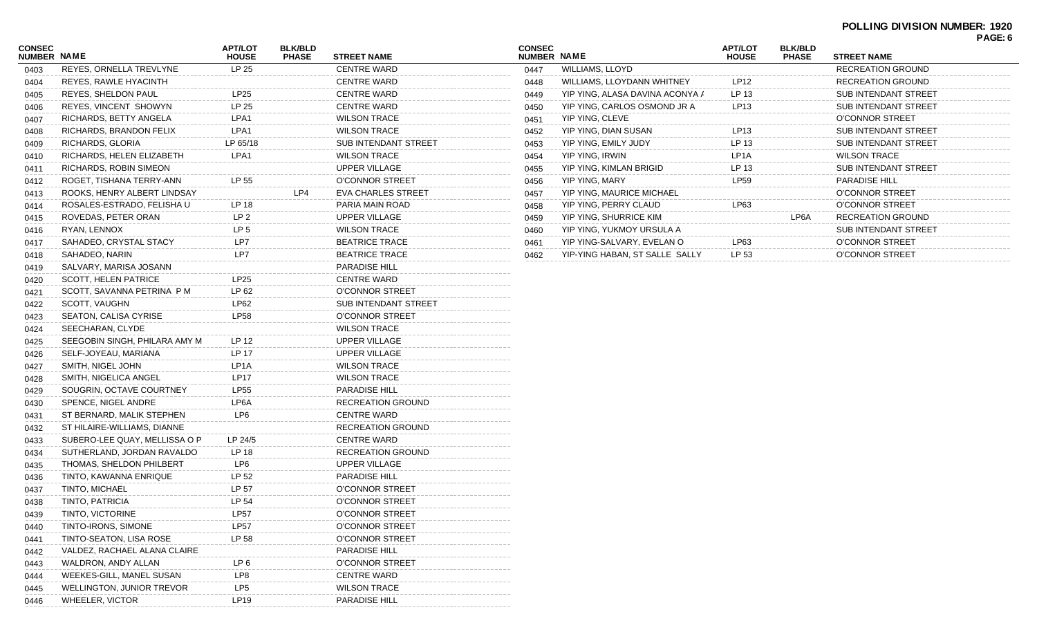**POLLING DIVISION NUMBER: 1920**

| CONSEC NUMBER | NAME | APT/LOT HOUSE | BLK/BLD PHASE | STREET NAME |
|---|---|---|---|---|
| 0403 | REYES, ORNELLA TREVLYNE | LP 25 | | CENTRE WARD |
| 0404 | REYES, RAWLE HYACINTH | | | CENTRE WARD |
| 0405 | REYES, SHELDON PAUL | LP25 | | CENTRE WARD |
| 0406 | REYES, VINCENT SHOWYN | LP 25 | | CENTRE WARD |
| 0407 | RICHARDS, BETTY ANGELA | LPA1 | | WILSON TRACE |
| 0408 | RICHARDS, BRANDON FELIX | LPA1 | | WILSON TRACE |
| 0409 | RICHARDS, GLORIA | LP 65/18 | | SUB INTENDANT STREET |
| 0410 | RICHARDS, HELEN ELIZABETH | LPA1 | | WILSON TRACE |
| 0411 | RICHARDS, ROBIN SIMEON | | | UPPER VILLAGE |
| 0412 | ROGET, TISHANA TERRY-ANN | LP 55 | | O'CONNOR STREET |
| 0413 | ROOKS, HENRY ALBERT LINDSAY | | LP4 | EVA CHARLES STREET |
| 0414 | ROSALES-ESTRADO, FELISHA U | LP 18 | | PARIA MAIN ROAD |
| 0415 | ROVEDAS, PETER ORAN | LP 2 | | UPPER VILLAGE |
| 0416 | RYAN, LENNOX | LP 5 | | WILSON TRACE |
| 0417 | SAHADEO, CRYSTAL STACY | LP7 | | BEATRICE TRACE |
| 0418 | SAHADEO, NARIN | LP7 | | BEATRICE TRACE |
| 0419 | SALVARY, MARISA JOSANN | | | PARADISE HILL |
| 0420 | SCOTT, HELEN PATRICE | LP25 | | CENTRE WARD |
| 0421 | SCOTT, SAVANNA PETRINA P M | LP 62 | | O'CONNOR STREET |
| 0422 | SCOTT, VAUGHN | LP62 | | SUB INTENDANT STREET |
| 0423 | SEATON, CALISA CYRISE | LP58 | | O'CONNOR STREET |
| 0424 | SEECHARAN, CLYDE | | | WILSON TRACE |
| 0425 | SEEGOBIN SINGH, PHILARA AMY M | LP 12 | | UPPER VILLAGE |
| 0426 | SELF-JOYEAU, MARIANA | LP 17 | | UPPER VILLAGE |
| 0427 | SMITH, NIGEL JOHN | LP1A | | WILSON TRACE |
| 0428 | SMITH, NIGELICA ANGEL | LP17 | | WILSON TRACE |
| 0429 | SOUGRIN, OCTAVE COURTNEY | LP55 | | PARADISE HILL |
| 0430 | SPENCE, NIGEL ANDRE | LP6A | | RECREATION GROUND |
| 0431 | ST BERNARD, MALIK STEPHEN | LP6 | | CENTRE WARD |
| 0432 | ST HILAIRE-WILLIAMS, DIANNE | | | RECREATION GROUND |
| 0433 | SUBERO-LEE QUAY, MELLISSA O P | LP 24/5 | | CENTRE WARD |
| 0434 | SUTHERLAND, JORDAN RAVALDO | LP 18 | | RECREATION GROUND |
| 0435 | THOMAS, SHELDON PHILBERT | LP6 | | UPPER VILLAGE |
| 0436 | TINTO, KAWANNA ENRIQUE | LP 52 | | PARADISE HILL |
| 0437 | TINTO, MICHAEL | LP 57 | | O'CONNOR STREET |
| 0438 | TINTO, PATRICIA | LP 54 | | O'CONNOR STREET |
| 0439 | TINTO, VICTORINE | LP57 | | O'CONNOR STREET |
| 0440 | TINTO-IRONS, SIMONE | LP57 | | O'CONNOR STREET |
| 0441 | TINTO-SEATON, LISA ROSE | LP 58 | | O'CONNOR STREET |
| 0442 | VALDEZ, RACHAEL ALANA CLAIRE | | | PARADISE HILL |
| 0443 | WALDRON, ANDY ALLAN | LP 6 | | O'CONNOR STREET |
| 0444 | WEEKES-GILL, MANEL SUSAN | LP8 | | CENTRE WARD |
| 0445 | WELLINGTON, JUNIOR TREVOR | LP5 | | WILSON TRACE |
| 0446 | WHEELER, VICTOR | LP19 | | PARADISE HILL |
| 0447 | WILLIAMS, LLOYD | | | RECREATION GROUND |
| 0448 | WILLIAMS, LLOYDANN WHITNEY | LP12 | | RECREATION GROUND |
| 0449 | YIP YING, ALASA DAVINA ACONYA A | LP 13 | | SUB INTENDANT STREET |
| 0450 | YIP YING, CARLOS OSMOND JR A | LP13 | | SUB INTENDANT STREET |
| 0451 | YIP YING, CLEVE | | | O'CONNOR STREET |
| 0452 | YIP YING, DIAN SUSAN | LP13 | | SUB INTENDANT STREET |
| 0453 | YIP YING, EMILY JUDY | LP 13 | | SUB INTENDANT STREET |
| 0454 | YIP YING, IRWIN | LP1A | | WILSON TRACE |
| 0455 | YIP YING, KIMLAN BRIGID | LP 13 | | SUB INTENDANT STREET |
| 0456 | YIP YING, MARY | LP59 | | PARADISE HILL |
| 0457 | YIP YING, MAURICE MICHAEL | | | O'CONNOR STREET |
| 0458 | YIP YING, PERRY CLAUD | LP63 | | O'CONNOR STREET |
| 0459 | YIP YING, SHURRICE KIM | | LP6A | RECREATION GROUND |
| 0460 | YIP YING, YUKMOY URSULA A | | | SUB INTENDANT STREET |
| 0461 | YIP YING-SALVARY, EVELAN O | LP63 | | O'CONNOR STREET |
| 0462 | YIP-YING HABAN, ST SALLE SALLY | LP 53 | | O'CONNOR STREET |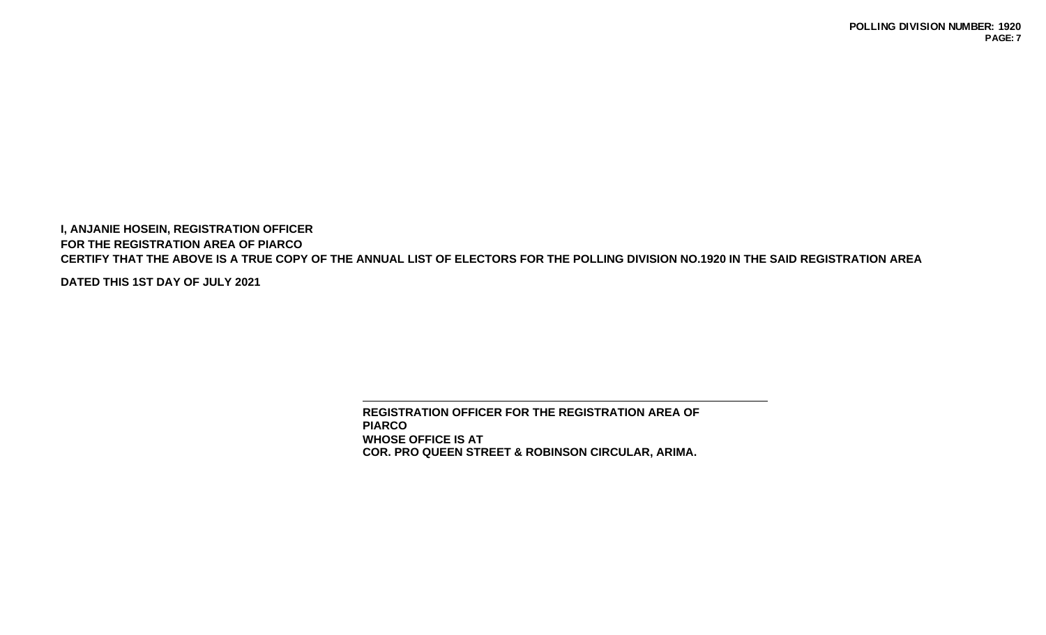**I, ANJANIE HOSEIN, REGISTRATION OFFICER**
**FOR THE REGISTRATION AREA OF PIARCO**
**CERTIFY THAT THE ABOVE IS A TRUE COPY OF THE ANNUAL LIST OF ELECTORS FOR THE POLLING DIVISION NO.1920 IN THE SAID REGISTRATION AREA**

**DATED THIS 1ST DAY OF JULY 2021**

---

**REGISTRATION OFFICER FOR THE REGISTRATION AREA OF PIARCO**
**WHOSE OFFICE IS AT**
**COR. PRO QUEEN STREET & ROBINSON CIRCULAR, ARIMA.**